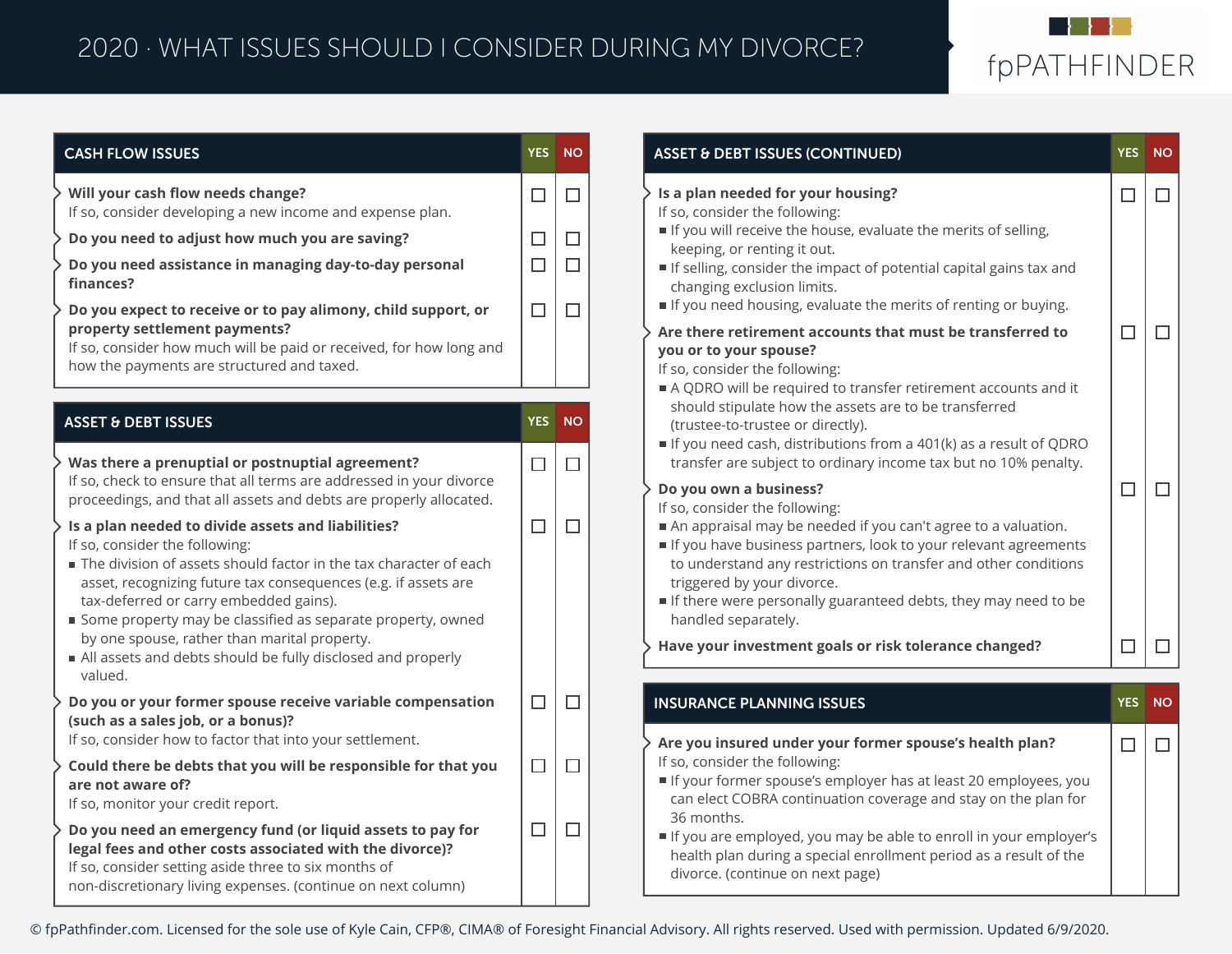# 2020 · WHAT ISSUES SHOULD I CONSIDER DURING MY DIVORCE?

## CASH FLOW ISSUES

| CASH FLOW ISSUES | YES | NO |
|---|---|---|
| **Will your cash flow needs change?** If so, consider developing a new income and expense plan. | ☐ | ☐ |
| **Do you need to adjust how much you are saving?** | ☐ | ☐ |
| **Do you need assistance in managing day-to-day personal finances?** | ☐ | ☐ |
| **Do you expect to receive or to pay alimony, child support, or property settlement payments?** If so, consider how much will be paid or received, for how long and how the payments are structured and taxed. | ☐ | ☐ |

## ASSET & DEBT ISSUES

| ASSET & DEBT ISSUES | YES | NO |
|---|---|---|
| **Was there a prenuptial or postnuptial agreement?** If so, check to ensure that all terms are addressed in your divorce proceedings, and that all assets and debts are properly allocated. | ☐ | ☐ |
| **Is a plan needed to divide assets and liabilities?** If so, consider the following:<br>▪ The division of assets should factor in the tax character of each asset, recognizing future tax consequences (e.g. if assets are tax-deferred or carry embedded gains).<br>▪ Some property may be classified as separate property, owned by one spouse, rather than marital property.<br>▪ All assets and debts should be fully disclosed and properly valued. | ☐ | ☐ |
| **Do you or your former spouse receive variable compensation (such as a sales job, or a bonus)?** If so, consider how to factor that into your settlement. | ☐ | ☐ |
| **Could there be debts that you will be responsible for that you are not aware of?** If so, monitor your credit report. | ☐ | ☐ |
| **Do you need an emergency fund (or liquid assets to pay for legal fees and other costs associated with the divorce)?** If so, consider setting aside three to six months of non-discretionary living expenses. (continue on next column) | ☐ | ☐ |

## ASSET & DEBT ISSUES (CONTINUED)

| ASSET & DEBT ISSUES (CONTINUED) | YES | NO |
|---|---|---|
| **Is a plan needed for your housing?** If so, consider the following:<br>▪ If you will receive the house, evaluate the merits of selling, keeping, or renting it out.<br>▪ If selling, consider the impact of potential capital gains tax and changing exclusion limits.<br>▪ If you need housing, evaluate the merits of renting or buying. | ☐ | ☐ |
| **Are there retirement accounts that must be transferred to you or to your spouse?** If so, consider the following:<br>▪ A QDRO will be required to transfer retirement accounts and it should stipulate how the assets are to be transferred (trustee-to-trustee or directly).<br>▪ If you need cash, distributions from a 401(k) as a result of QDRO transfer are subject to ordinary income tax but no 10% penalty. | ☐ | ☐ |
| **Do you own a business?** If so, consider the following:<br>▪ An appraisal may be needed if you can't agree to a valuation.<br>▪ If you have business partners, look to your relevant agreements to understand any restrictions on transfer and other conditions triggered by your divorce.<br>▪ If there were personally guaranteed debts, they may need to be handled separately. | ☐ | ☐ |
| **Have your investment goals or risk tolerance changed?** | ☐ | ☐ |

## INSURANCE PLANNING ISSUES

| INSURANCE PLANNING ISSUES | YES | NO |
|---|---|---|
| **Are you insured under your former spouse's health plan?** If so, consider the following:<br>▪ If your former spouse's employer has at least 20 employees, you can elect COBRA continuation coverage and stay on the plan for 36 months.<br>▪ If you are employed, you may be able to enroll in your employer's health plan during a special enrollment period as a result of the divorce. (continue on next page) | ☐ | ☐ |

© fpPathfinder.com. Licensed for the sole use of Kyle Cain, CFP®, CIMA® of Foresight Financial Advisory. All rights reserved. Used with permission. Updated 6/9/2020.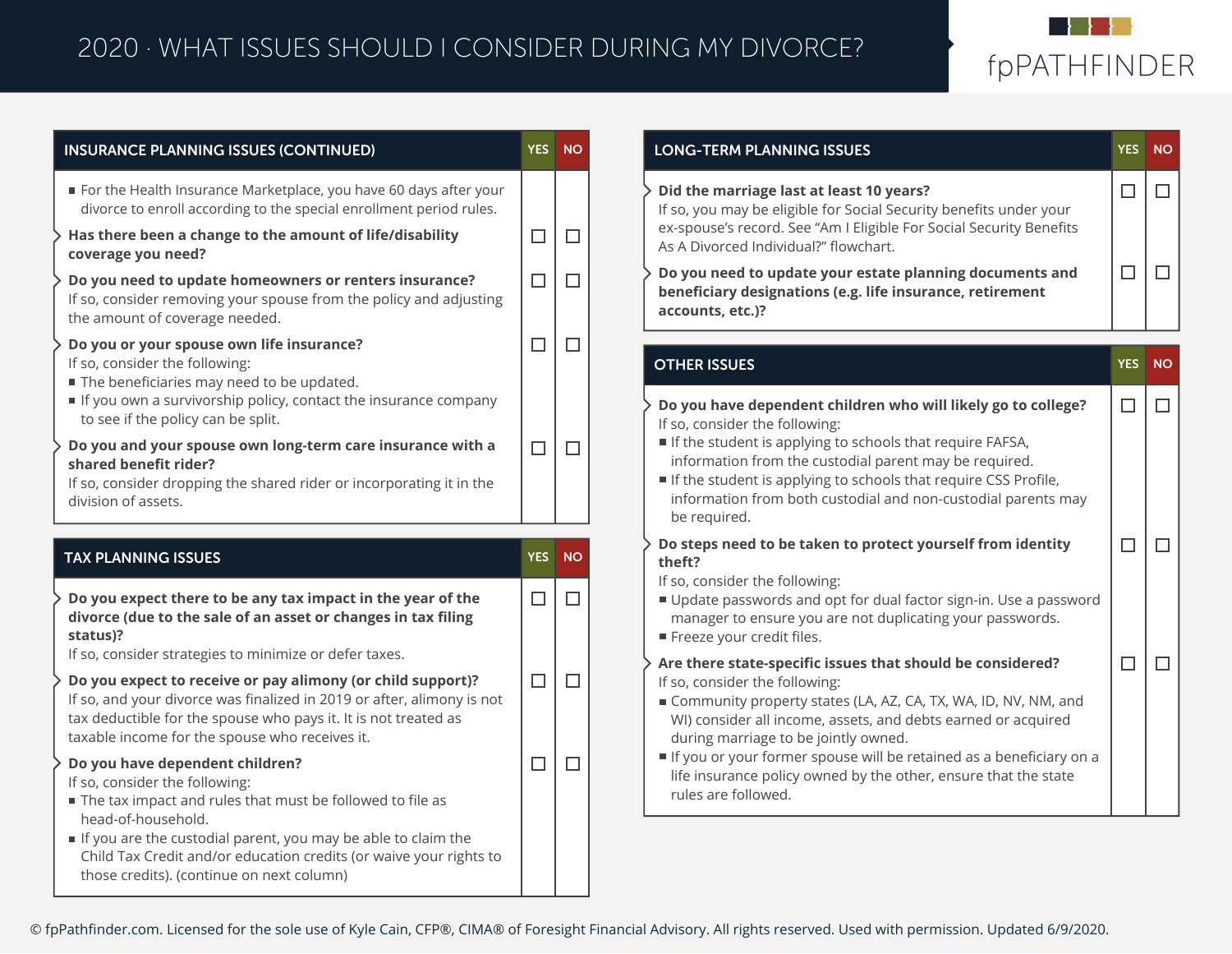# 2020 · WHAT ISSUES SHOULD I CONSIDER DURING MY DIVORCE?

fpPATHFINDER

## INSURANCE PLANNING ISSUES (CONTINUED)

| | YES | NO |
|---|---|---|
| ■ For the Health Insurance Marketplace, you have 60 days after your divorce to enroll according to the special enrollment period rules. | | |
| **Has there been a change to the amount of life/disability coverage you need?** | ☐ | ☐ |
| **Do you need to update homeowners or renters insurance?** If so, consider removing your spouse from the policy and adjusting the amount of coverage needed. | ☐ | ☐ |
| **Do you or your spouse own life insurance?** If so, consider the following: ■ The beneficiaries may need to be updated. ■ If you own a survivorship policy, contact the insurance company to see if the policy can be split. | ☐ | ☐ |
| **Do you and your spouse own long-term care insurance with a shared benefit rider?** If so, consider dropping the shared rider or incorporating it in the division of assets. | ☐ | ☐ |

## TAX PLANNING ISSUES

| | YES | NO |
|---|---|---|
| **Do you expect there to be any tax impact in the year of the divorce (due to the sale of an asset or changes in tax filing status)?** If so, consider strategies to minimize or defer taxes. | ☐ | ☐ |
| **Do you expect to receive or pay alimony (or child support)?** If so, and your divorce was finalized in 2019 or after, alimony is not tax deductible for the spouse who pays it. It is not treated as taxable income for the spouse who receives it. | ☐ | ☐ |
| **Do you have dependent children?** If so, consider the following: ■ The tax impact and rules that must be followed to file as head-of-household. ■ If you are the custodial parent, you may be able to claim the Child Tax Credit and/or education credits (or waive your rights to those credits). (continue on next column) | ☐ | ☐ |

## LONG-TERM PLANNING ISSUES

| | YES | NO |
|---|---|---|
| **Did the marriage last at least 10 years?** If so, you may be eligible for Social Security benefits under your ex-spouse's record. See "Am I Eligible For Social Security Benefits As A Divorced Individual?" flowchart. | ☐ | ☐ |
| **Do you need to update your estate planning documents and beneficiary designations (e.g. life insurance, retirement accounts, etc.)?** | ☐ | ☐ |

## OTHER ISSUES

| | YES | NO |
|---|---|---|
| **Do you have dependent children who will likely go to college?** If so, consider the following: ■ If the student is applying to schools that require FAFSA, information from the custodial parent may be required. ■ If the student is applying to schools that require CSS Profile, information from both custodial and non-custodial parents may be required. | ☐ | ☐ |
| **Do steps need to be taken to protect yourself from identity theft?** If so, consider the following: ■ Update passwords and opt for dual factor sign-in. Use a password manager to ensure you are not duplicating your passwords. ■ Freeze your credit files. | ☐ | ☐ |
| **Are there state-specific issues that should be considered?** If so, consider the following: ■ Community property states (LA, AZ, CA, TX, WA, ID, NV, NM, and WI) consider all income, assets, and debts earned or acquired during marriage to be jointly owned. ■ If you or your former spouse will be retained as a beneficiary on a life insurance policy owned by the other, ensure that the state rules are followed. | ☐ | ☐ |

© fpPathfinder.com. Licensed for the sole use of Kyle Cain, CFP®, CIMA® of Foresight Financial Advisory. All rights reserved. Used with permission. Updated 6/9/2020.